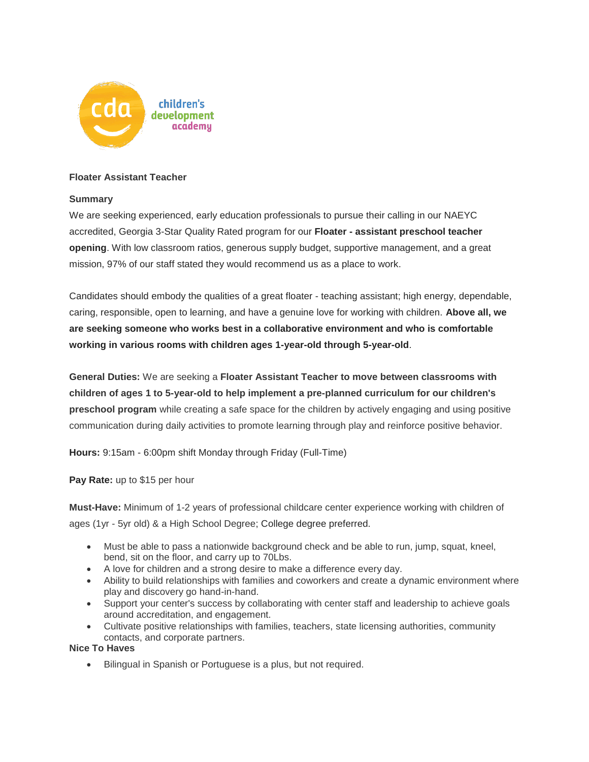cda children's development academy

**Floater Assistant Teacher**

**Summary**

We are seeking experienced, early education professionals to pursue their calling in our NAEYC accredited, Georgia 3-Star Quality Rated program for our **Floater - assistant preschool teacher opening**. With low classroom ratios, generous supply budget, supportive management, and a great mission, 97% of our staff stated they would recommend us as a place to work.

Candidates should embody the qualities of a great floater - teaching assistant; high energy, dependable, caring, responsible, open to learning, and have a genuine love for working with children. **Above all, we are seeking someone who works best in a collaborative environment and who is comfortable working in various rooms with children ages 1-year-old through 5-year-old**.

**General Duties:** We are seeking a **Floater Assistant Teacher to move between classrooms with children of ages 1 to 5-year-old to help implement a pre-planned curriculum for our children's preschool program** while creating a safe space for the children by actively engaging and using positive communication during daily activities to promote learning through play and reinforce positive behavior.

**Hours:** 9:15am - 6:00pm shift Monday through Friday (Full-Time)

**Pay Rate:** up to $15 per hour

**Must-Have:** Minimum of 1-2 years of professional childcare center experience working with children of ages (1yr - 5yr old) & a High School Degree; College degree preferred.

- Must be able to pass a nationwide background check and be able to run, jump, squat, kneel, bend, sit on the floor, and carry up to 70Lbs.
- A love for children and a strong desire to make a difference every day.
- Ability to build relationships with families and coworkers and create a dynamic environment where play and discovery go hand-in-hand.
- Support your center's success by collaborating with center staff and leadership to achieve goals around accreditation, and engagement.
- Cultivate positive relationships with families, teachers, state licensing authorities, community contacts, and corporate partners.

**Nice To Haves**

- Bilingual in Spanish or Portuguese is a plus, but not required.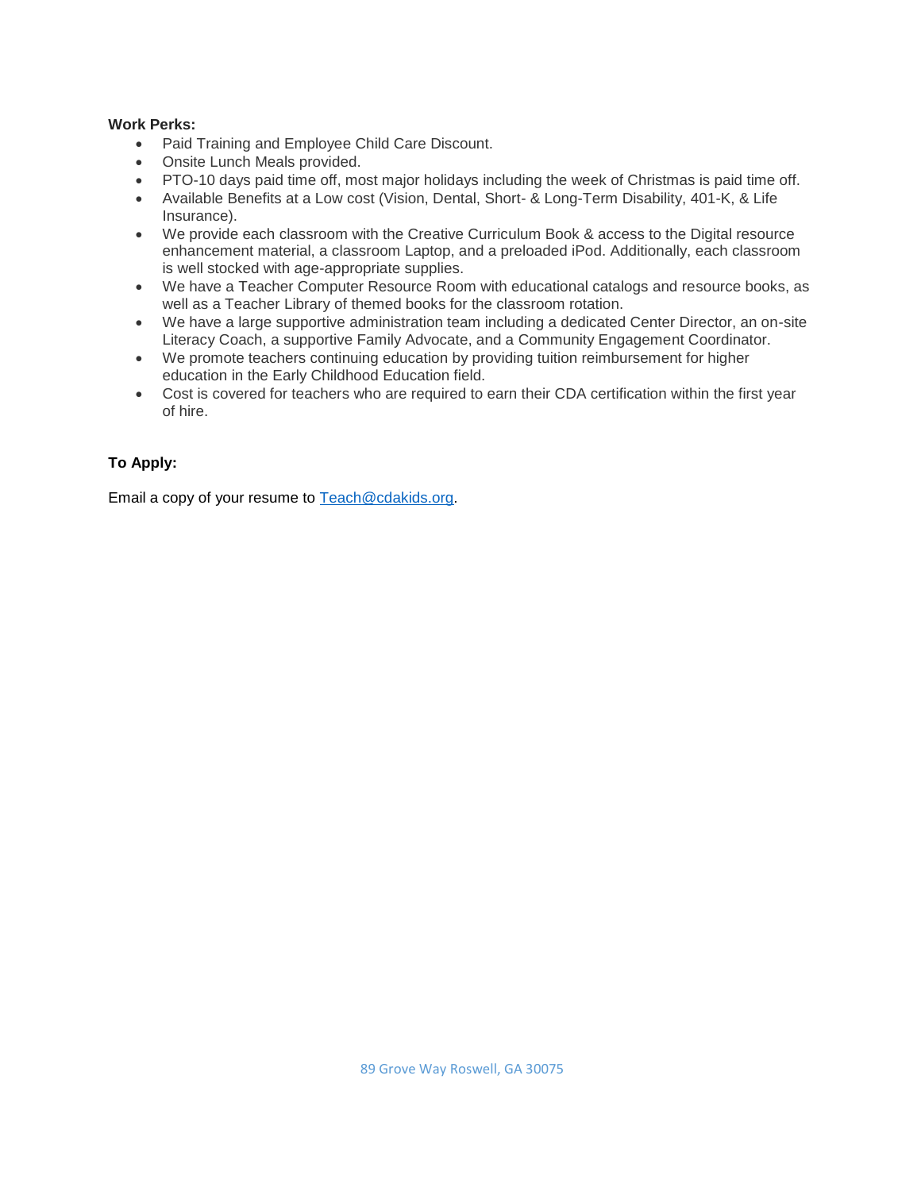**Work Perks:**

- Paid Training and Employee Child Care Discount.
- Onsite Lunch Meals provided.
- PTO-10 days paid time off, most major holidays including the week of Christmas is paid time off.
- Available Benefits at a Low cost (Vision, Dental, Short- & Long-Term Disability, 401-K, & Life Insurance).
- We provide each classroom with the Creative Curriculum Book & access to the Digital resource enhancement material, a classroom Laptop, and a preloaded iPod. Additionally, each classroom is well stocked with age-appropriate supplies.
- We have a Teacher Computer Resource Room with educational catalogs and resource books, as well as a Teacher Library of themed books for the classroom rotation.
- We have a large supportive administration team including a dedicated Center Director, an on-site Literacy Coach, a supportive Family Advocate, and a Community Engagement Coordinator.
- We promote teachers continuing education by providing tuition reimbursement for higher education in the Early Childhood Education field.
- Cost is covered for teachers who are required to earn their CDA certification within the first year of hire.

**To Apply:**

Email a copy of your resume to [Teach@cdakids.org](mailto:Teach@cdakids.org).

89 Grove Way Roswell, GA 30075